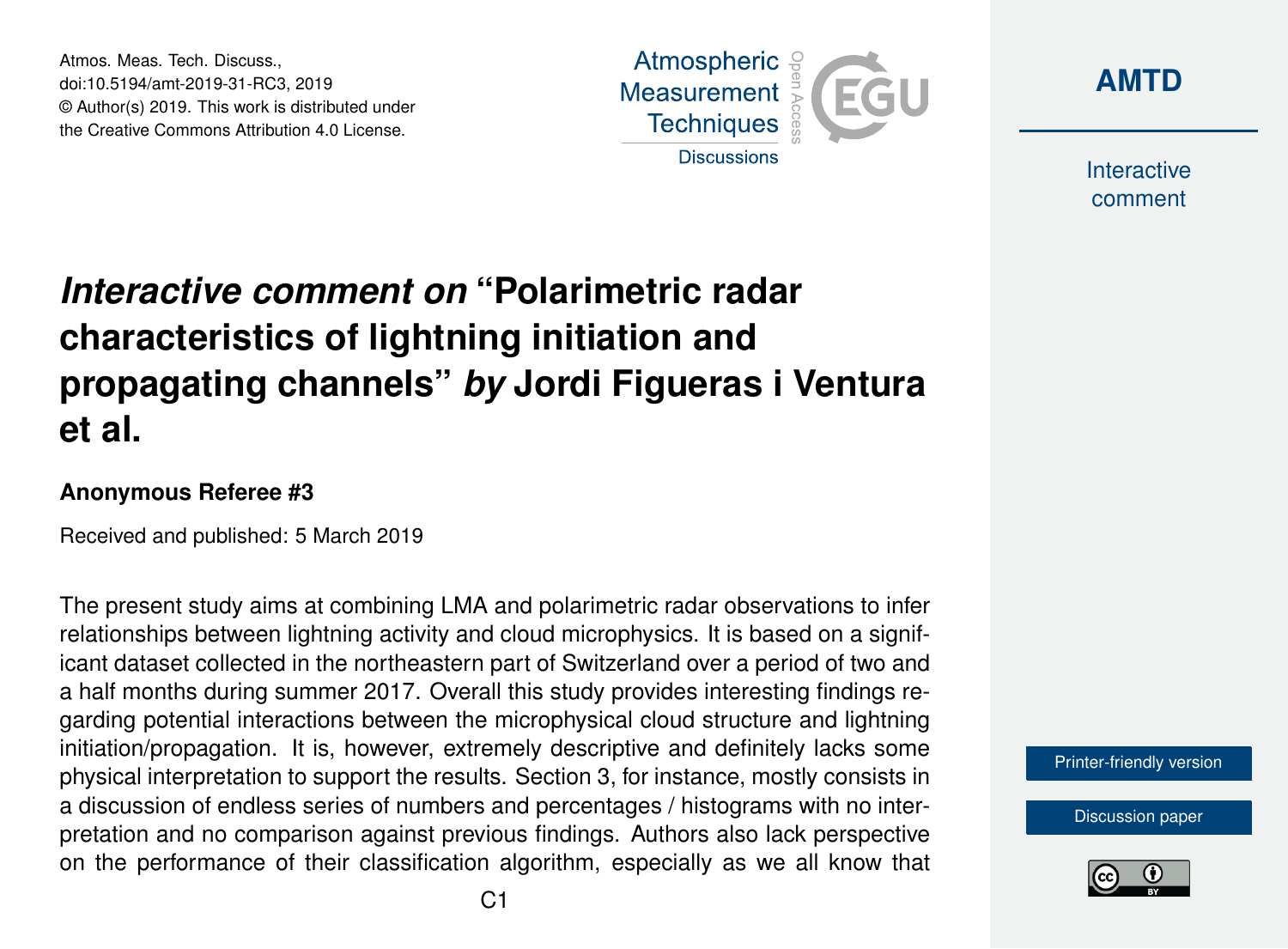# *Interactive comment on* “Polarimetric radar characteristics of lightning initiation and propagating channels” *by* Jordi Figueras i Ventura et al.

### Anonymous Referee #3

Received and published: 5 March 2019

The present study aims at combining LMA and polarimetric radar observations to infer relationships between lightning activity and cloud microphysics. It is based on a significant dataset collected in the northeastern part of Switzerland over a period of two and a half months during summer 2017. Overall this study provides interesting findings regarding potential interactions between the microphysical cloud structure and lightning initiation/propagation. It is, however, extremely descriptive and definitely lacks some physical interpretation to support the results. Section 3, for instance, mostly consists in a discussion of endless series of numbers and percentages / histograms with no interpretation and no comparison against previous findings. Authors also lack perspective on the performance of their classification algorithm, especially as we all know that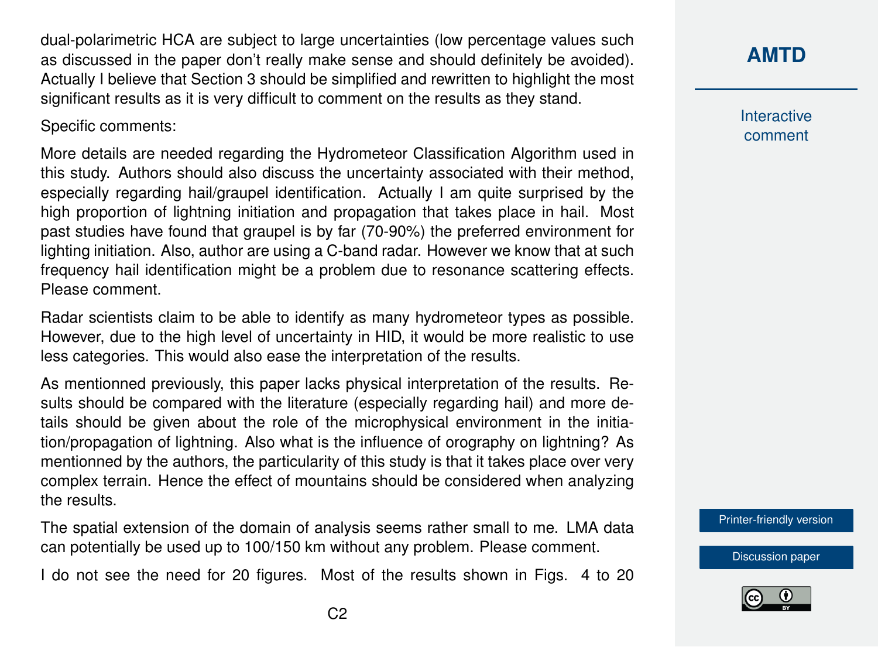dual-polarimetric HCA are subject to large uncertainties (low percentage values such as discussed in the paper don't really make sense and should definitely be avoided). Actually I believe that Section 3 should be simplified and rewritten to highlight the most significant results as it is very difficult to comment on the results as they stand.

Specific comments:

More details are needed regarding the Hydrometeor Classification Algorithm used in this study. Authors should also discuss the uncertainty associated with their method, especially regarding hail/graupel identification. Actually I am quite surprised by the high proportion of lightning initiation and propagation that takes place in hail. Most past studies have found that graupel is by far (70-90%) the preferred environment for lighting initiation. Also, author are using a C-band radar. However we know that at such frequency hail identification might be a problem due to resonance scattering effects. Please comment.

Radar scientists claim to be able to identify as many hydrometeor types as possible. However, due to the high level of uncertainty in HID, it would be more realistic to use less categories. This would also ease the interpretation of the results.

As mentionned previously, this paper lacks physical interpretation of the results. Results should be compared with the literature (especially regarding hail) and more details should be given about the role of the microphysical environment in the initiation/propagation of lightning. Also what is the influence of orography on lightning? As mentionned by the authors, the particularity of this study is that it takes place over very complex terrain. Hence the effect of mountains should be considered when analyzing the results.

The spatial extension of the domain of analysis seems rather small to me. LMA data can potentially be used up to 100/150 km without any problem. Please comment.

I do not see the need for 20 figures. Most of the results shown in Figs. 4 to 20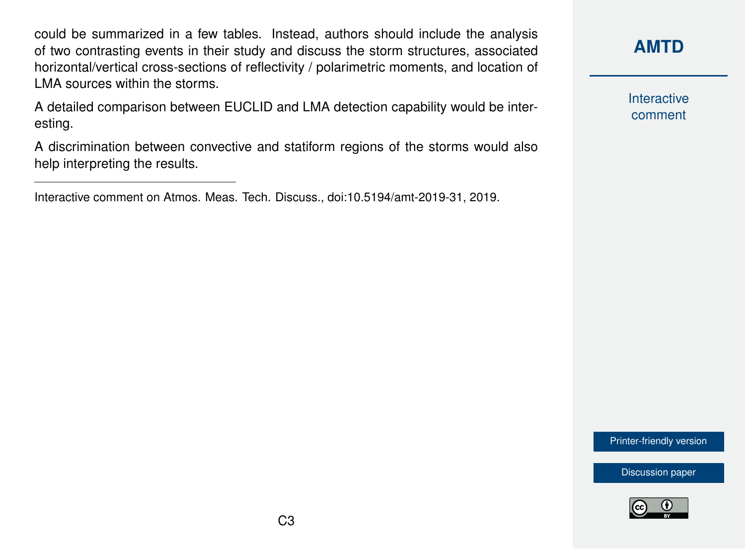could be summarized in a few tables. Instead, authors should include the analysis of two contrasting events in their study and discuss the storm structures, associated horizontal/vertical cross-sections of reflectivity / polarimetric moments, and location of LMA sources within the storms.

A detailed comparison between EUCLID and LMA detection capability would be interesting.

A discrimination between convective and statiform regions of the storms would also help interpreting the results.

---

Interactive comment on Atmos. Meas. Tech. Discuss., doi:10.5194/amt-2019-31, 2019.